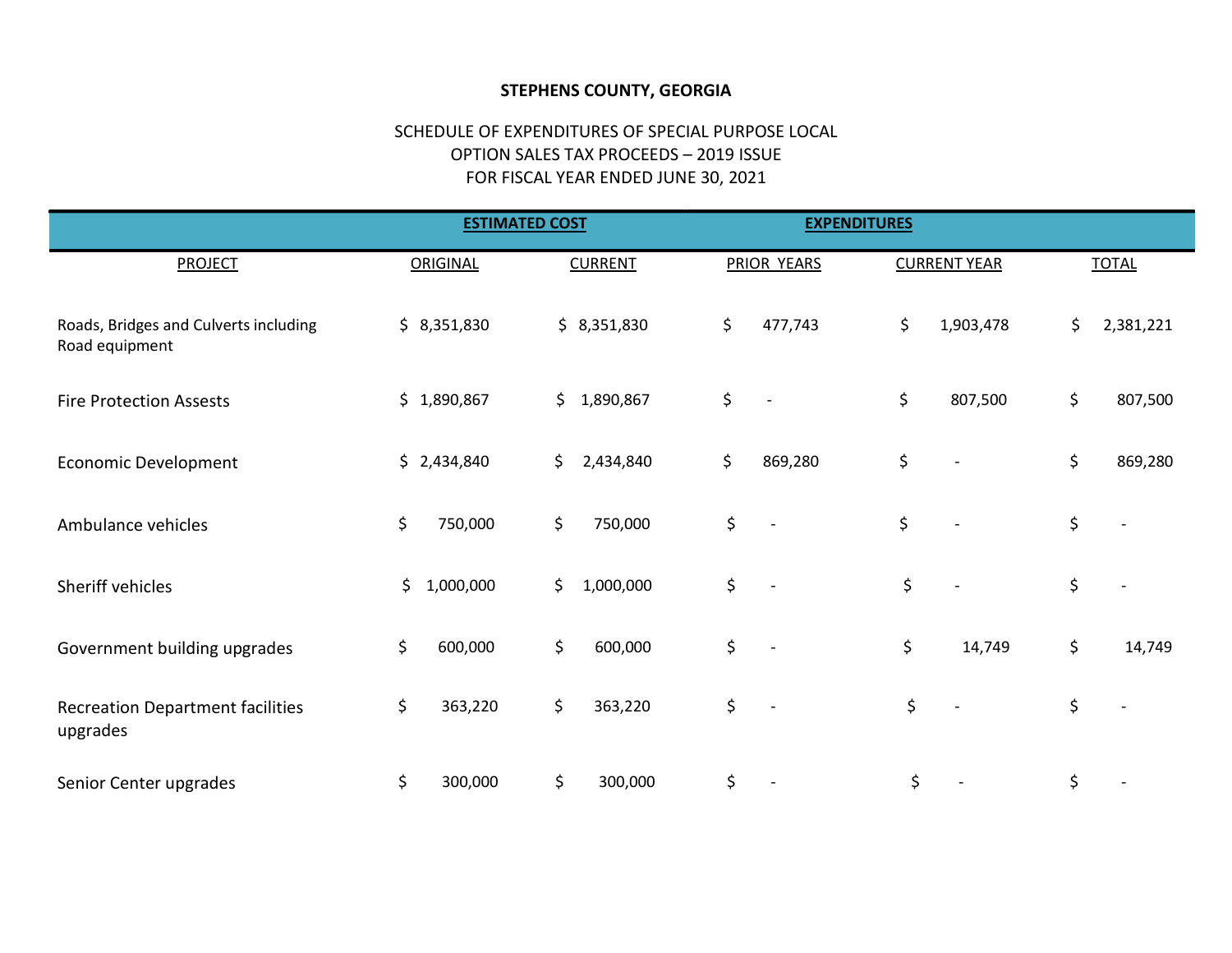**STEPHENS COUNTY, GEORGIA**

SCHEDULE OF EXPENDITURES OF SPECIAL PURPOSE LOCAL
OPTION SALES TAX PROCEEDS – 2019 ISSUE
FOR FISCAL YEAR ENDED JUNE 30, 2021

| | ESTIMATED COST | | EXPENDITURES | | |
|---|---|---|---|---|---|
| PROJECT | ORIGINAL | CURRENT | PRIOR YEARS | CURRENT YEAR | TOTAL |
| Roads, Bridges and Culverts including Road equipment | $ 8,351,830 | $ 8,351,830 | $ 477,743 | $ 1,903,478 | $ 2,381,221 |
| Fire Protection Assests | $ 1,890,867 | $ 1,890,867 | $ - | $ 807,500 | $ 807,500 |
| Economic Development | $ 2,434,840 | $ 2,434,840 | $ 869,280 | $ - | $ 869,280 |
| Ambulance vehicles | $ 750,000 | $ 750,000 | $ - | $ - | $ - |
| Sheriff vehicles | $ 1,000,000 | $ 1,000,000 | $ - | $ - | $ - |
| Government building upgrades | $ 600,000 | $ 600,000 | $ - | $ 14,749 | $ 14,749 |
| Recreation Department facilities upgrades | $ 363,220 | $ 363,220 | $ - | $ - | $ - |
| Senior Center upgrades | $ 300,000 | $ 300,000 | $ - | $ - | $ - |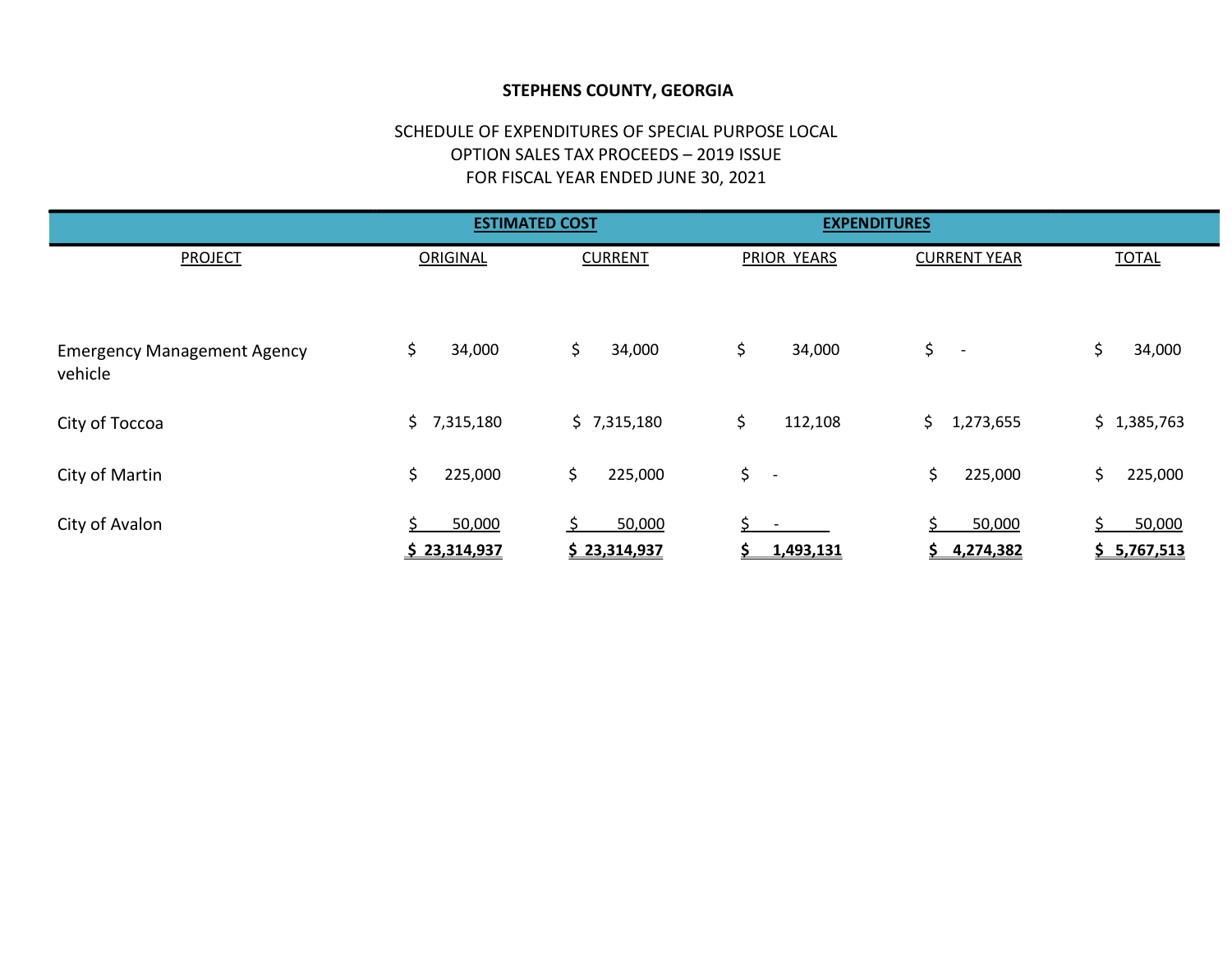**STEPHENS COUNTY, GEORGIA**

SCHEDULE OF EXPENDITURES OF SPECIAL PURPOSE LOCAL OPTION SALES TAX PROCEEDS – 2019 ISSUE
FOR FISCAL YEAR ENDED JUNE 30, 2021

| | ESTIMATED COST | | EXPENDITURES | | |
|---|---|---|---|---|---|
| PROJECT | ORIGINAL | CURRENT | PRIOR YEARS | CURRENT YEAR | TOTAL |
| Emergency Management Agency vehicle | $ 34,000 | $ 34,000 | $ 34,000 | $ - | $ 34,000 |
| City of Toccoa | $ 7,315,180 | $ 7,315,180 | $ 112,108 | $ 1,273,655 | $ 1,385,763 |
| City of Martin | $ 225,000 | $ 225,000 | $ - | $ 225,000 | $ 225,000 |
| City of Avalon | $ 50,000 | $ 50,000 | $ - | $ 50,000 | $ 50,000 |
| | **$ 23,314,937** | **$ 23,314,937** | **$ 1,493,131** | **$ 4,274,382** | **$ 5,767,513** |